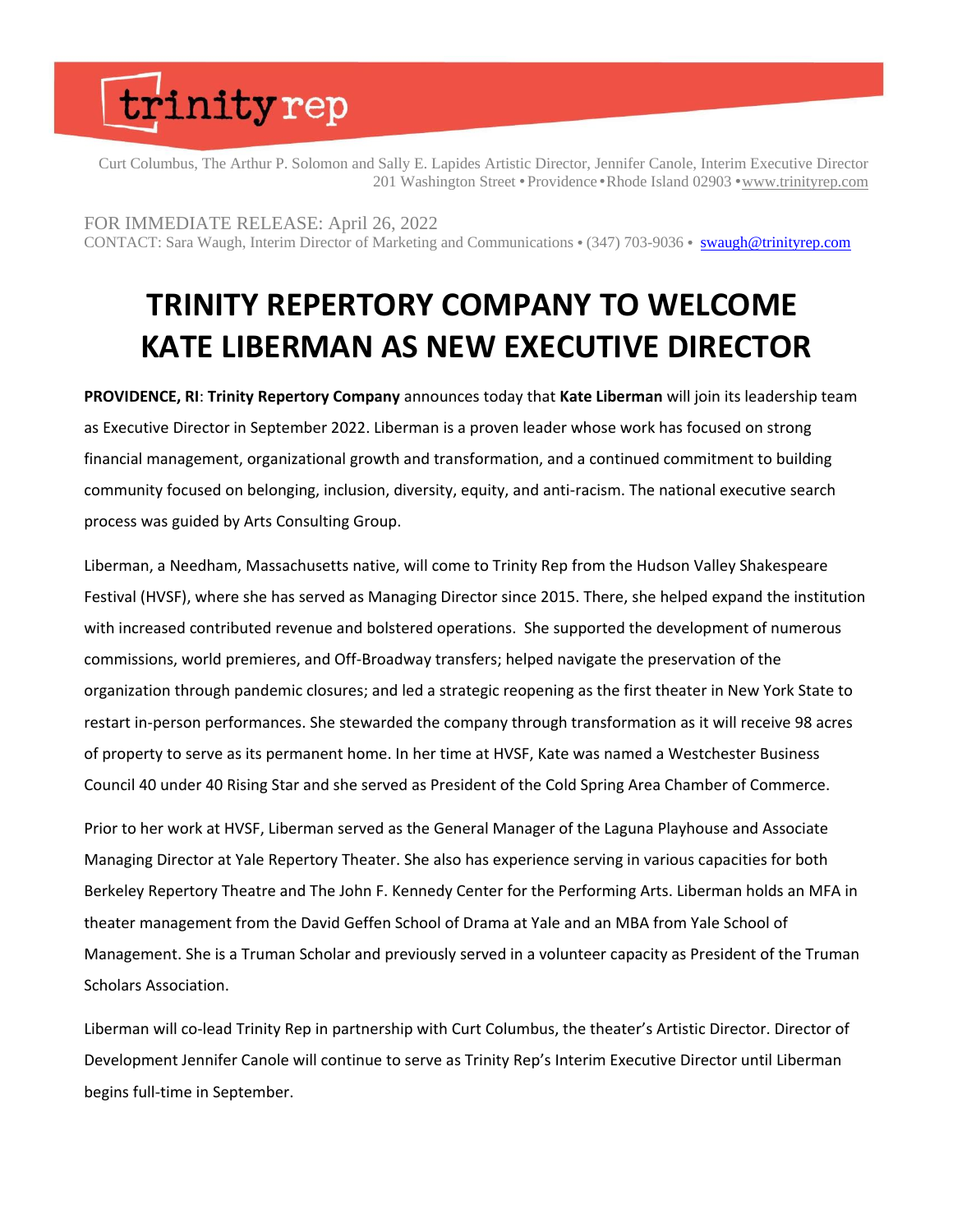trinity rep

Curt Columbus, The Arthur P. Solomon and Sally E. Lapides Artistic Director, Jennifer Canole, Interim Executive Director
201 Washington Street • Providence • Rhode Island 02903 • www.trinityrep.com

FOR IMMEDIATE RELEASE: April 26, 2022
CONTACT: Sara Waugh, Interim Director of Marketing and Communications • (347) 703-9036 • swaugh@trinityrep.com

# TRINITY REPERTORY COMPANY TO WELCOME KATE LIBERMAN AS NEW EXECUTIVE DIRECTOR

**PROVIDENCE, RI**: **Trinity Repertory Company** announces today that **Kate Liberman** will join its leadership team as Executive Director in September 2022. Liberman is a proven leader whose work has focused on strong financial management, organizational growth and transformation, and a continued commitment to building community focused on belonging, inclusion, diversity, equity, and anti-racism. The national executive search process was guided by Arts Consulting Group.

Liberman, a Needham, Massachusetts native, will come to Trinity Rep from the Hudson Valley Shakespeare Festival (HVSF), where she has served as Managing Director since 2015. There, she helped expand the institution with increased contributed revenue and bolstered operations. She supported the development of numerous commissions, world premieres, and Off-Broadway transfers; helped navigate the preservation of the organization through pandemic closures; and led a strategic reopening as the first theater in New York State to restart in-person performances. She stewarded the company through transformation as it will receive 98 acres of property to serve as its permanent home. In her time at HVSF, Kate was named a Westchester Business Council 40 under 40 Rising Star and she served as President of the Cold Spring Area Chamber of Commerce.

Prior to her work at HVSF, Liberman served as the General Manager of the Laguna Playhouse and Associate Managing Director at Yale Repertory Theater. She also has experience serving in various capacities for both Berkeley Repertory Theatre and The John F. Kennedy Center for the Performing Arts. Liberman holds an MFA in theater management from the David Geffen School of Drama at Yale and an MBA from Yale School of Management. She is a Truman Scholar and previously served in a volunteer capacity as President of the Truman Scholars Association.

Liberman will co-lead Trinity Rep in partnership with Curt Columbus, the theater's Artistic Director. Director of Development Jennifer Canole will continue to serve as Trinity Rep's Interim Executive Director until Liberman begins full-time in September.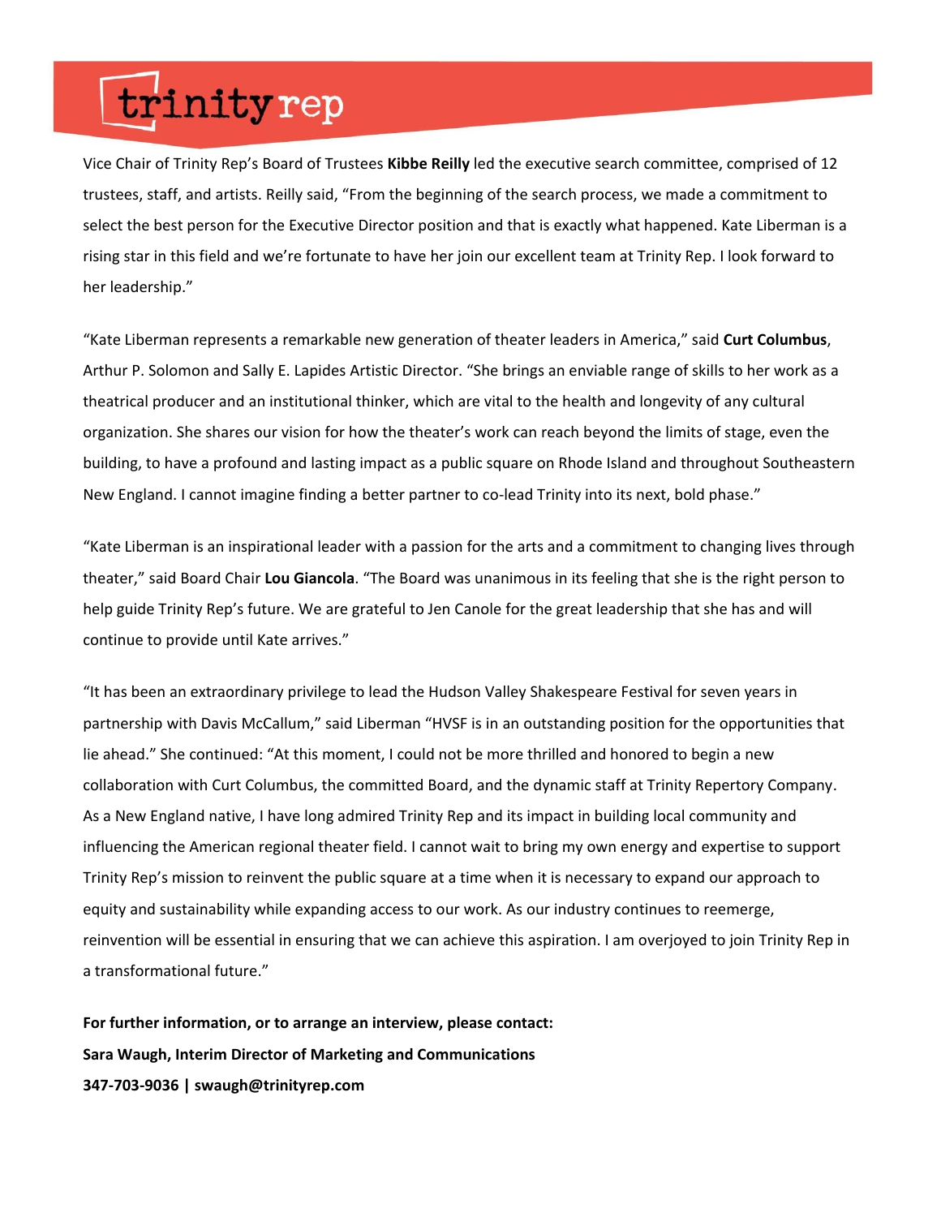Vice Chair of Trinity Rep's Board of Trustees **Kibbe Reilly** led the executive search committee, comprised of 12 trustees, staff, and artists. Reilly said, "From the beginning of the search process, we made a commitment to select the best person for the Executive Director position and that is exactly what happened. Kate Liberman is a rising star in this field and we're fortunate to have her join our excellent team at Trinity Rep. I look forward to her leadership."

"Kate Liberman represents a remarkable new generation of theater leaders in America," said **Curt Columbus**, Arthur P. Solomon and Sally E. Lapides Artistic Director. "She brings an enviable range of skills to her work as a theatrical producer and an institutional thinker, which are vital to the health and longevity of any cultural organization. She shares our vision for how the theater's work can reach beyond the limits of stage, even the building, to have a profound and lasting impact as a public square on Rhode Island and throughout Southeastern New England. I cannot imagine finding a better partner to co-lead Trinity into its next, bold phase."

"Kate Liberman is an inspirational leader with a passion for the arts and a commitment to changing lives through theater," said Board Chair **Lou Giancola**. "The Board was unanimous in its feeling that she is the right person to help guide Trinity Rep's future. We are grateful to Jen Canole for the great leadership that she has and will continue to provide until Kate arrives."

"It has been an extraordinary privilege to lead the Hudson Valley Shakespeare Festival for seven years in partnership with Davis McCallum," said Liberman "HVSF is in an outstanding position for the opportunities that lie ahead." She continued: "At this moment, I could not be more thrilled and honored to begin a new collaboration with Curt Columbus, the committed Board, and the dynamic staff at Trinity Repertory Company. As a New England native, I have long admired Trinity Rep and its impact in building local community and influencing the American regional theater field. I cannot wait to bring my own energy and expertise to support Trinity Rep's mission to reinvent the public square at a time when it is necessary to expand our approach to equity and sustainability while expanding access to our work. As our industry continues to reemerge, reinvention will be essential in ensuring that we can achieve this aspiration. I am overjoyed to join Trinity Rep in a transformational future."

**For further information, or to arrange an interview, please contact:**
**Sara Waugh, Interim Director of Marketing and Communications**
**347-703-9036 | swaugh@trinityrep.com**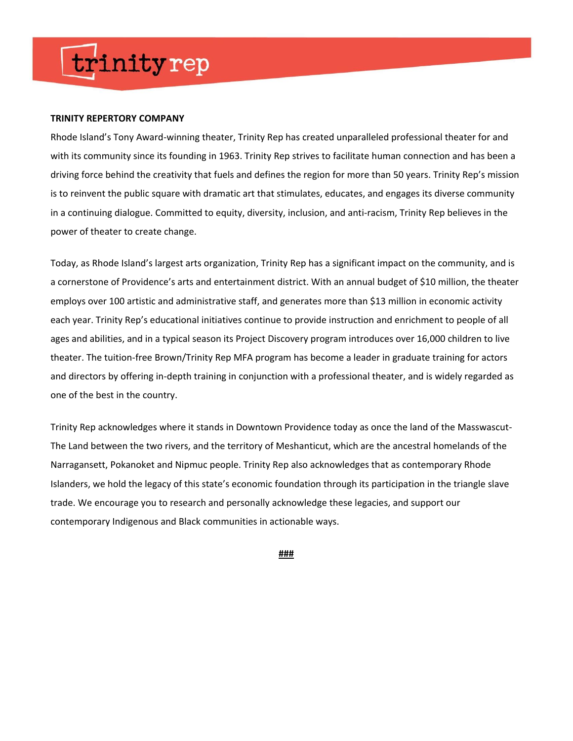**TRINITY REPERTORY COMPANY**

Rhode Island's Tony Award-winning theater, Trinity Rep has created unparalleled professional theater for and with its community since its founding in 1963. Trinity Rep strives to facilitate human connection and has been a driving force behind the creativity that fuels and defines the region for more than 50 years. Trinity Rep's mission is to reinvent the public square with dramatic art that stimulates, educates, and engages its diverse community in a continuing dialogue. Committed to equity, diversity, inclusion, and anti-racism, Trinity Rep believes in the power of theater to create change.

Today, as Rhode Island's largest arts organization, Trinity Rep has a significant impact on the community, and is a cornerstone of Providence's arts and entertainment district. With an annual budget of $10 million, the theater employs over 100 artistic and administrative staff, and generates more than $13 million in economic activity each year. Trinity Rep's educational initiatives continue to provide instruction and enrichment to people of all ages and abilities, and in a typical season its Project Discovery program introduces over 16,000 children to live theater. The tuition-free Brown/Trinity Rep MFA program has become a leader in graduate training for actors and directors by offering in-depth training in conjunction with a professional theater, and is widely regarded as one of the best in the country.

Trinity Rep acknowledges where it stands in Downtown Providence today as once the land of the Masswascut- The Land between the two rivers, and the territory of Meshanticut, which are the ancestral homelands of the Narragansett, Pokanoket and Nipmuc people. Trinity Rep also acknowledges that as contemporary Rhode Islanders, we hold the legacy of this state's economic foundation through its participation in the triangle slave trade. We encourage you to research and personally acknowledge these legacies, and support our contemporary Indigenous and Black communities in actionable ways.

###